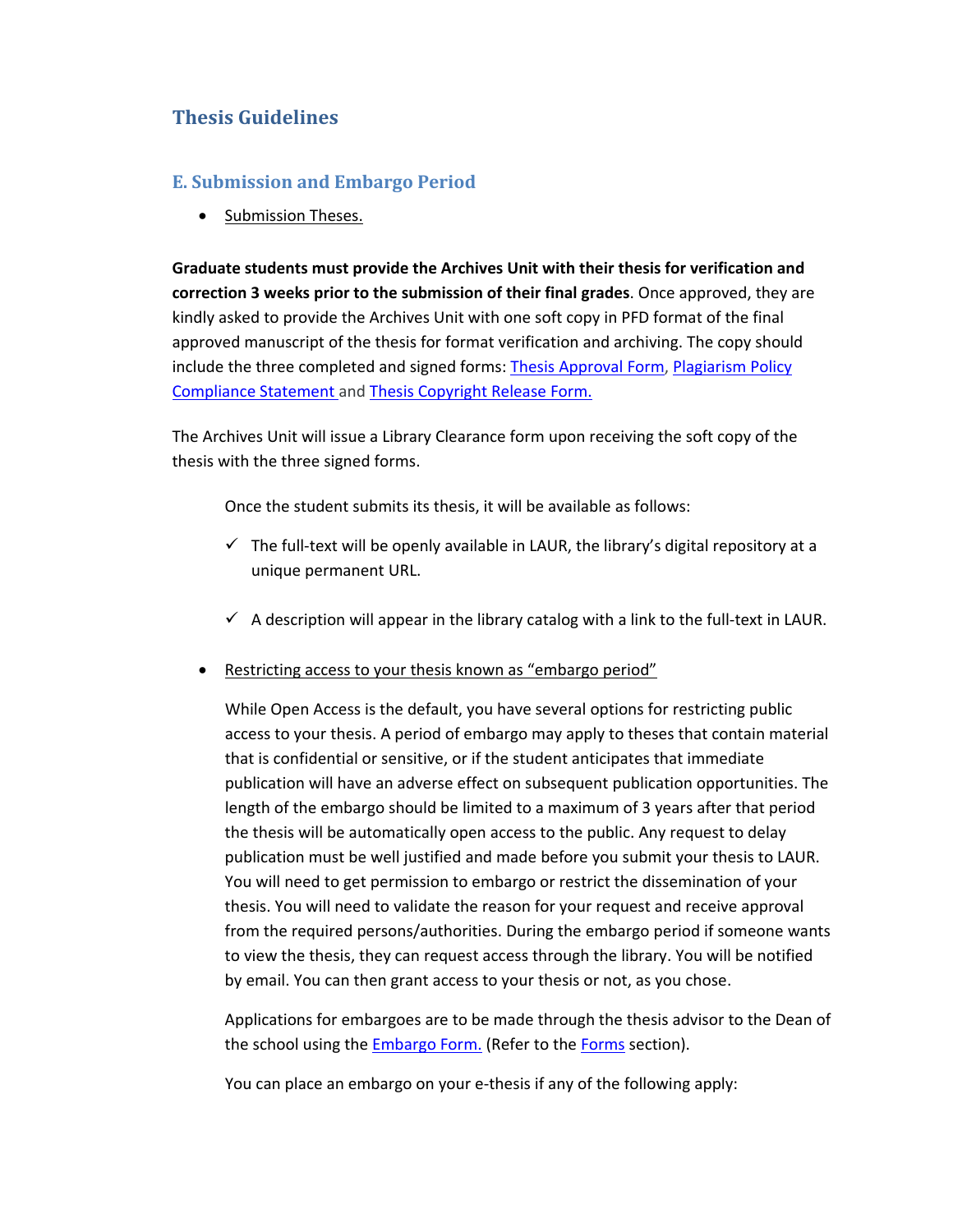# Thesis Guidelines

## E. Submission and Embargo Period

- Submission Theses.

**Graduate students must provide the Archives Unit with their thesis for verification and correction 3 weeks prior to the submission of their final grades**. Once approved, they are kindly asked to provide the Archives Unit with one soft copy in PFD format of the final approved manuscript of the thesis for format verification and archiving. The copy should include the three completed and signed forms: Thesis Approval Form, Plagiarism Policy Compliance Statement and Thesis Copyright Release Form.

The Archives Unit will issue a Library Clearance form upon receiving the soft copy of the thesis with the three signed forms.

Once the student submits its thesis, it will be available as follows:

- ✓ The full-text will be openly available in LAUR, the library's digital repository at a unique permanent URL.
- ✓ A description will appear in the library catalog with a link to the full-text in LAUR.

- Restricting access to your thesis known as "embargo period"

  While Open Access is the default, you have several options for restricting public access to your thesis. A period of embargo may apply to theses that contain material that is confidential or sensitive, or if the student anticipates that immediate publication will have an adverse effect on subsequent publication opportunities. The length of the embargo should be limited to a maximum of 3 years after that period the thesis will be automatically open access to the public. Any request to delay publication must be well justified and made before you submit your thesis to LAUR. You will need to get permission to embargo or restrict the dissemination of your thesis. You will need to validate the reason for your request and receive approval from the required persons/authorities. During the embargo period if someone wants to view the thesis, they can request access through the library. You will be notified by email. You can then grant access to your thesis or not, as you chose.

  Applications for embargoes are to be made through the thesis advisor to the Dean of the school using the Embargo Form. (Refer to the Forms section).

  You can place an embargo on your e-thesis if any of the following apply: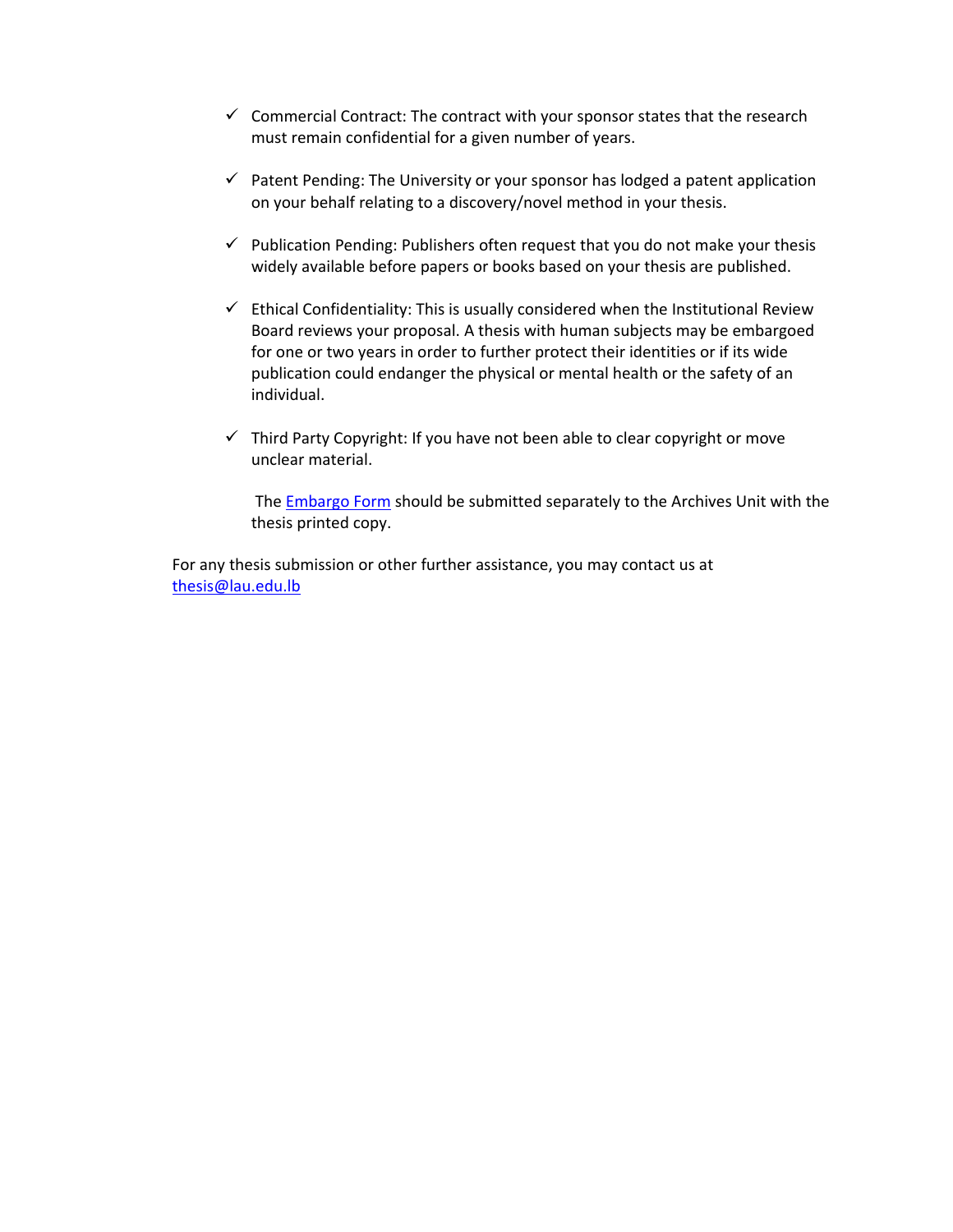- ✓ Commercial Contract: The contract with your sponsor states that the research must remain confidential for a given number of years.

- ✓ Patent Pending: The University or your sponsor has lodged a patent application on your behalf relating to a discovery/novel method in your thesis.

- ✓ Publication Pending: Publishers often request that you do not make your thesis widely available before papers or books based on your thesis are published.

- ✓ Ethical Confidentiality: This is usually considered when the Institutional Review Board reviews your proposal. A thesis with human subjects may be embargoed for one or two years in order to further protect their identities or if its wide publication could endanger the physical or mental health or the safety of an individual.

- ✓ Third Party Copyright: If you have not been able to clear copyright or move unclear material.

  The Embargo Form should be submitted separately to the Archives Unit with the thesis printed copy.

For any thesis submission or other further assistance, you may contact us at thesis@lau.edu.lb